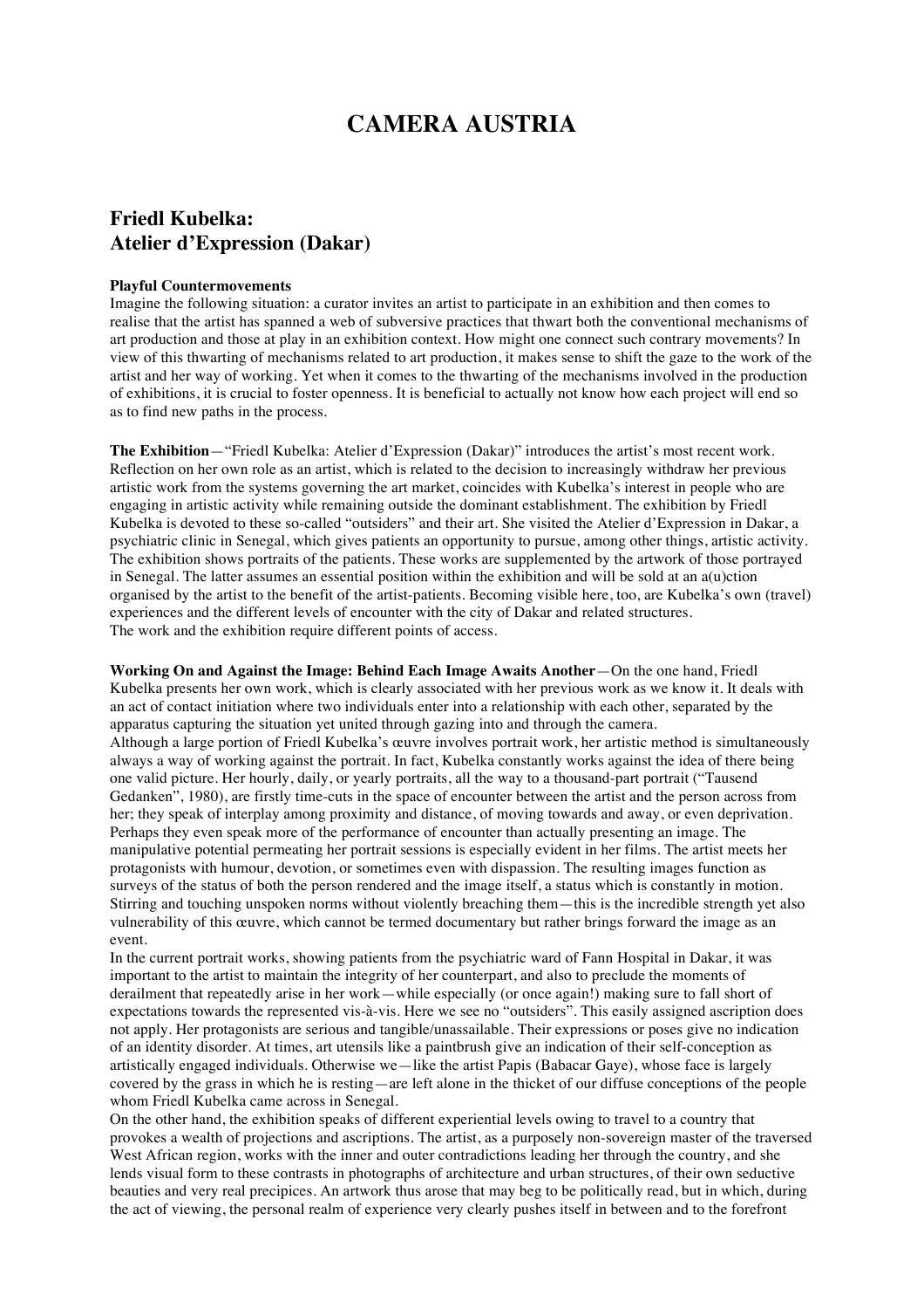# CAMERA AUSTRIA

## Friedl Kubelka: Atelier d'Expression (Dakar)

**Playful Countermovements**

Imagine the following situation: a curator invites an artist to participate in an exhibition and then comes to realise that the artist has spanned a web of subversive practices that thwart both the conventional mechanisms of art production and those at play in an exhibition context. How might one connect such contrary movements? In view of this thwarting of mechanisms related to art production, it makes sense to shift the gaze to the work of the artist and her way of working. Yet when it comes to the thwarting of the mechanisms involved in the production of exhibitions, it is crucial to foster openness. It is beneficial to actually not know how each project will end so as to find new paths in the process.

**The Exhibition**—"Friedl Kubelka: Atelier d'Expression (Dakar)" introduces the artist's most recent work. Reflection on her own role as an artist, which is related to the decision to increasingly withdraw her previous artistic work from the systems governing the art market, coincides with Kubelka's interest in people who are engaging in artistic activity while remaining outside the dominant establishment. The exhibition by Friedl Kubelka is devoted to these so-called "outsiders" and their art. She visited the Atelier d'Expression in Dakar, a psychiatric clinic in Senegal, which gives patients an opportunity to pursue, among other things, artistic activity. The exhibition shows portraits of the patients. These works are supplemented by the artwork of those portrayed in Senegal. The latter assumes an essential position within the exhibition and will be sold at an a(u)ction organised by the artist to the benefit of the artist-patients. Becoming visible here, too, are Kubelka's own (travel) experiences and the different levels of encounter with the city of Dakar and related structures.
The work and the exhibition require different points of access.

**Working On and Against the Image: Behind Each Image Awaits Another**—On the one hand, Friedl Kubelka presents her own work, which is clearly associated with her previous work as we know it. It deals with an act of contact initiation where two individuals enter into a relationship with each other, separated by the apparatus capturing the situation yet united through gazing into and through the camera.
Although a large portion of Friedl Kubelka's œuvre involves portrait work, her artistic method is simultaneously always a way of working against the portrait. In fact, Kubelka constantly works against the idea of there being one valid picture. Her hourly, daily, or yearly portraits, all the way to a thousand-part portrait ("Tausend Gedanken", 1980), are firstly time-cuts in the space of encounter between the artist and the person across from her; they speak of interplay among proximity and distance, of moving towards and away, or even deprivation. Perhaps they even speak more of the performance of encounter than actually presenting an image. The manipulative potential permeating her portrait sessions is especially evident in her films. The artist meets her protagonists with humour, devotion, or sometimes even with dispassion. The resulting images function as surveys of the status of both the person rendered and the image itself, a status which is constantly in motion. Stirring and touching unspoken norms without violently breaching them—this is the incredible strength yet also vulnerability of this œuvre, which cannot be termed documentary but rather brings forward the image as an event.
In the current portrait works, showing patients from the psychiatric ward of Fann Hospital in Dakar, it was important to the artist to maintain the integrity of her counterpart, and also to preclude the moments of derailment that repeatedly arise in her work—while especially (or once again!) making sure to fall short of expectations towards the represented vis-à-vis. Here we see no "outsiders". This easily assigned ascription does not apply. Her protagonists are serious and tangible/unassailable. Their expressions or poses give no indication of an identity disorder. At times, art utensils like a paintbrush give an indication of their self-conception as artistically engaged individuals. Otherwise we—like the artist Papis (Babacar Gaye), whose face is largely covered by the grass in which he is resting—are left alone in the thicket of our diffuse conceptions of the people whom Friedl Kubelka came across in Senegal.
On the other hand, the exhibition speaks of different experiential levels owing to travel to a country that provokes a wealth of projections and ascriptions. The artist, as a purposely non-sovereign master of the traversed West African region, works with the inner and outer contradictions leading her through the country, and she lends visual form to these contrasts in photographs of architecture and urban structures, of their own seductive beauties and very real precipices. An artwork thus arose that may beg to be politically read, but in which, during the act of viewing, the personal realm of experience very clearly pushes itself in between and to the forefront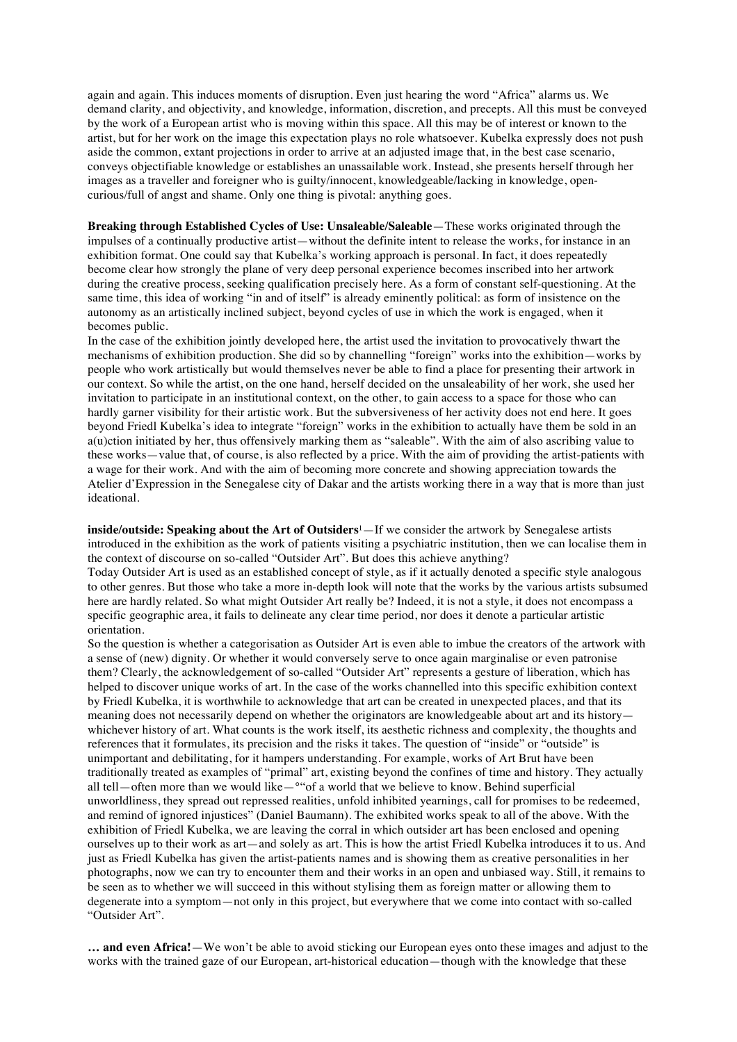again and again. This induces moments of disruption. Even just hearing the word "Africa" alarms us. We demand clarity, and objectivity, and knowledge, information, discretion, and precepts. All this must be conveyed by the work of a European artist who is moving within this space. All this may be of interest or known to the artist, but for her work on the image this expectation plays no role whatsoever. Kubelka expressly does not push aside the common, extant projections in order to arrive at an adjusted image that, in the best case scenario, conveys objectifiable knowledge or establishes an unassailable work. Instead, she presents herself through her images as a traveller and foreigner who is guilty/innocent, knowledgeable/lacking in knowledge, open-curious/full of angst and shame. Only one thing is pivotal: anything goes.

**Breaking through Established Cycles of Use: Unsaleable/Saleable**—These works originated through the impulses of a continually productive artist—without the definite intent to release the works, for instance in an exhibition format. One could say that Kubelka's working approach is personal. In fact, it does repeatedly become clear how strongly the plane of very deep personal experience becomes inscribed into her artwork during the creative process, seeking qualification precisely here. As a form of constant self-questioning. At the same time, this idea of working "in and of itself" is already eminently political: as form of insistence on the autonomy as an artistically inclined subject, beyond cycles of use in which the work is engaged, when it becomes public.
In the case of the exhibition jointly developed here, the artist used the invitation to provocatively thwart the mechanisms of exhibition production. She did so by channelling "foreign" works into the exhibition—works by people who work artistically but would themselves never be able to find a place for presenting their artwork in our context. So while the artist, on the one hand, herself decided on the unsaleability of her work, she used her invitation to participate in an institutional context, on the other, to gain access to a space for those who can hardly garner visibility for their artistic work. But the subversiveness of her activity does not end here. It goes beyond Friedl Kubelka's idea to integrate "foreign" works in the exhibition to actually have them be sold in an a(u)ction initiated by her, thus offensively marking them as "saleable". With the aim of also ascribing value to these works—value that, of course, is also reflected by a price. With the aim of providing the artist-patients with a wage for their work. And with the aim of becoming more concrete and showing appreciation towards the Atelier d'Expression in the Senegalese city of Dakar and the artists working there in a way that is more than just ideational.

**inside/outside: Speaking about the Art of Outsiders**[1]—If we consider the artwork by Senegalese artists introduced in the exhibition as the work of patients visiting a psychiatric institution, then we can localise them in the context of discourse on so-called "Outsider Art". But does this achieve anything?
Today Outsider Art is used as an established concept of style, as if it actually denoted a specific style analogous to other genres. But those who take a more in-depth look will note that the works by the various artists subsumed here are hardly related. So what might Outsider Art really be? Indeed, it is not a style, it does not encompass a specific geographic area, it fails to delineate any clear time period, nor does it denote a particular artistic orientation.
So the question is whether a categorisation as Outsider Art is even able to imbue the creators of the artwork with a sense of (new) dignity. Or whether it would conversely serve to once again marginalise or even patronise them? Clearly, the acknowledgement of so-called "Outsider Art" represents a gesture of liberation, which has helped to discover unique works of art. In the case of the works channelled into this specific exhibition context by Friedl Kubelka, it is worthwhile to acknowledge that art can be created in unexpected places, and that its meaning does not necessarily depend on whether the originators are knowledgeable about art and its history—whichever history of art. What counts is the work itself, its aesthetic richness and complexity, the thoughts and references that it formulates, its precision and the risks it takes. The question of "inside" or "outside" is unimportant and debilitating, for it hampers understanding. For example, works of Art Brut have been traditionally treated as examples of "primal" art, existing beyond the confines of time and history. They actually all tell—often more than we would like—°"of a world that we believe to know. Behind superficial unworldliness, they spread out repressed realities, unfold inhibited yearnings, call for promises to be redeemed, and remind of ignored injustices" (Daniel Baumann). The exhibited works speak to all of the above. With the exhibition of Friedl Kubelka, we are leaving the corral in which outsider art has been enclosed and opening ourselves up to their work as art—and solely as art. This is how the artist Friedl Kubelka introduces it to us. And just as Friedl Kubelka has given the artist-patients names and is showing them as creative personalities in her photographs, now we can try to encounter them and their works in an open and unbiased way. Still, it remains to be seen as to whether we will succeed in this without stylising them as foreign matter or allowing them to degenerate into a symptom—not only in this project, but everywhere that we come into contact with so-called "Outsider Art".

**… and even Africa!**—We won't be able to avoid sticking our European eyes onto these images and adjust to the works with the trained gaze of our European, art-historical education—though with the knowledge that these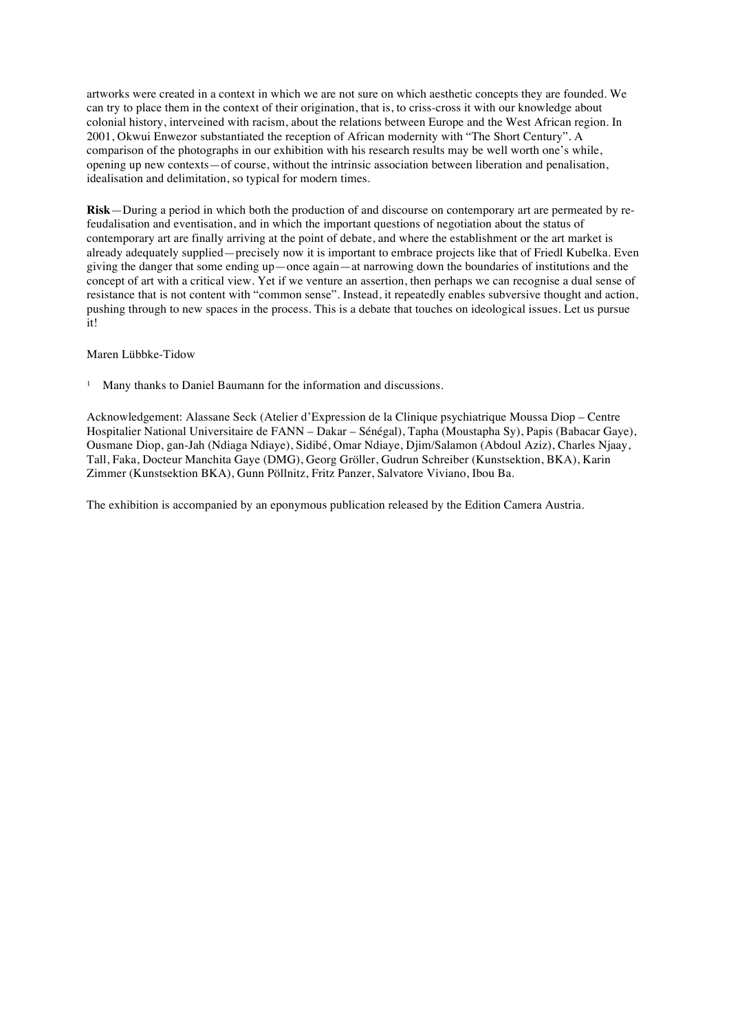artworks were created in a context in which we are not sure on which aesthetic concepts they are founded. We can try to place them in the context of their origination, that is, to criss-cross it with our knowledge about colonial history, interveined with racism, about the relations between Europe and the West African region. In 2001, Okwui Enwezor substantiated the reception of African modernity with "The Short Century". A comparison of the photographs in our exhibition with his research results may be well worth one's while, opening up new contexts—of course, without the intrinsic association between liberation and penalisation, idealisation and delimitation, so typical for modern times.

**Risk**—During a period in which both the production of and discourse on contemporary art are permeated by re-feudalisation and eventisation, and in which the important questions of negotiation about the status of contemporary art are finally arriving at the point of debate, and where the establishment or the art market is already adequately supplied—precisely now it is important to embrace projects like that of Friedl Kubelka. Even giving the danger that some ending up—once again—at narrowing down the boundaries of institutions and the concept of art with a critical view. Yet if we venture an assertion, then perhaps we can recognise a dual sense of resistance that is not content with "common sense". Instead, it repeatedly enables subversive thought and action, pushing through to new spaces in the process. This is a debate that touches on ideological issues. Let us pursue it!

Maren Lübbke-Tidow

[1] Many thanks to Daniel Baumann for the information and discussions.

Acknowledgement: Alassane Seck (Atelier d'Expression de la Clinique psychiatrique Moussa Diop – Centre Hospitalier National Universitaire de FANN – Dakar – Sénégal), Tapha (Moustapha Sy), Papis (Babacar Gaye), Ousmane Diop, gan-Jah (Ndiaga Ndiaye), Sidibé, Omar Ndiaye, Djim/Salamon (Abdoul Aziz), Charles Njaay, Tall, Faka, Docteur Manchita Gaye (DMG), Georg Gröller, Gudrun Schreiber (Kunstsektion, BKA), Karin Zimmer (Kunstsektion BKA), Gunn Pöllnitz, Fritz Panzer, Salvatore Viviano, Ibou Ba.

The exhibition is accompanied by an eponymous publication released by the Edition Camera Austria.